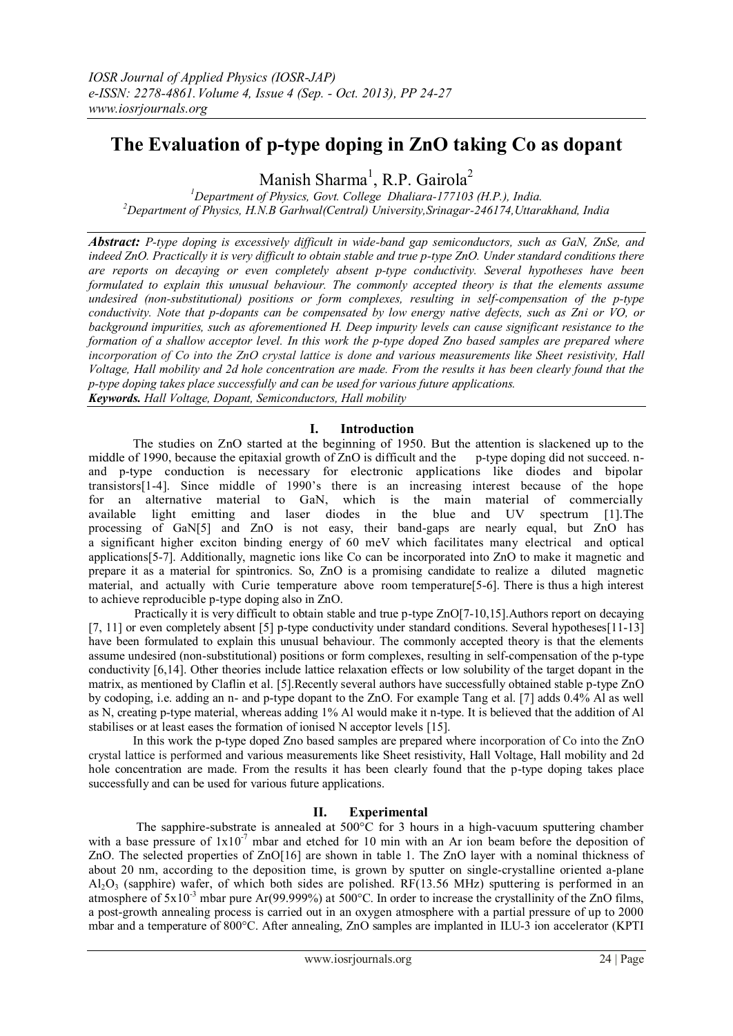# The Evaluation of p-type doping in ZnO taking Co as dopant

Manish Sharma[1], R.P. Gairola[2]

[1]Department of Physics, Govt. College Dhaliara-177103 (H.P.), India.
[2]Department of Physics, H.N.B Garhwal(Central) University,Srinagar-246174,Uttarakhand, India

***Abstract:*** *P-type doping is excessively difficult in wide-band gap semiconductors, such as GaN, ZnSe, and indeed ZnO. Practically it is very difficult to obtain stable and true p-type ZnO. Under standard conditions there are reports on decaying or even completely absent p-type conductivity. Several hypotheses have been formulated to explain this unusual behaviour. The commonly accepted theory is that the elements assume undesired (non-substitutional) positions or form complexes, resulting in self-compensation of the p-type conductivity. Note that p-dopants can be compensated by low energy native defects, such as Zni or VO, or background impurities, such as aforementioned H. Deep impurity levels can cause significant resistance to the formation of a shallow acceptor level. In this work the p-type doped Zno based samples are prepared where incorporation of Co into the ZnO crystal lattice is done and various measurements like Sheet resistivity, Hall Voltage, Hall mobility and 2d hole concentration are made. From the results it has been clearly found that the p-type doping takes place successfully and can be used for various future applications.*

***Keywords.*** *Hall Voltage, Dopant, Semiconductors, Hall mobility*

## I. Introduction

The studies on ZnO started at the beginning of 1950. But the attention is slackened up to the middle of 1990, because the epitaxial growth of ZnO is difficult and the p-type doping did not succeed. n- and p-type conduction is necessary for electronic applications like diodes and bipolar transistors[1-4]. Since middle of 1990's there is an increasing interest because of the hope for an alternative material to GaN, which is the main material of commercially available light emitting and laser diodes in the blue and UV spectrum [1].The processing of GaN[5] and ZnO is not easy, their band-gaps are nearly equal, but ZnO has a significant higher exciton binding energy of 60 meV which facilitates many electrical and optical applications[5-7]. Additionally, magnetic ions like Co can be incorporated into ZnO to make it magnetic and prepare it as a material for spintronics. So, ZnO is a promising candidate to realize a diluted magnetic material, and actually with Curie temperature above room temperature[5-6]. There is thus a high interest to achieve reproducible p-type doping also in ZnO.

Practically it is very difficult to obtain stable and true p-type ZnO[7-10,15].Authors report on decaying [7, 11] or even completely absent [5] p-type conductivity under standard conditions. Several hypotheses[11-13] have been formulated to explain this unusual behaviour. The commonly accepted theory is that the elements assume undesired (non-substitutional) positions or form complexes, resulting in self-compensation of the p-type conductivity [6,14]. Other theories include lattice relaxation effects or low solubility of the target dopant in the matrix, as mentioned by Claflin et al. [5].Recently several authors have successfully obtained stable p-type ZnO by codoping, i.e. adding an n- and p-type dopant to the ZnO. For example Tang et al. [7] adds 0.4% Al as well as N, creating p-type material, whereas adding 1% Al would make it n-type. It is believed that the addition of Al stabilises or at least eases the formation of ionised N acceptor levels [15].

In this work the p-type doped Zno based samples are prepared where incorporation of Co into the ZnO crystal lattice is performed and various measurements like Sheet resistivity, Hall Voltage, Hall mobility and 2d hole concentration are made. From the results it has been clearly found that the p-type doping takes place successfully and can be used for various future applications.

## II. Experimental

The sapphire-substrate is annealed at 500°C for 3 hours in a high-vacuum sputtering chamber with a base pressure of $1x10^{-7}$ mbar and etched for 10 min with an Ar ion beam before the deposition of ZnO. The selected properties of ZnO[16] are shown in table 1. The ZnO layer with a nominal thickness of about 20 nm, according to the deposition time, is grown by sputter on single-crystalline oriented a-plane $Al_2O_3$ (sapphire) wafer, of which both sides are polished. RF(13.56 MHz) sputtering is performed in an atmosphere of $5x10^{-3}$ mbar pure Ar(99.999%) at 500°C. In order to increase the crystallinity of the ZnO films, a post-growth annealing process is carried out in an oxygen atmosphere with a partial pressure of up to 2000 mbar and a temperature of 800°C. After annealing, ZnO samples are implanted in ILU-3 ion accelerator (KPTI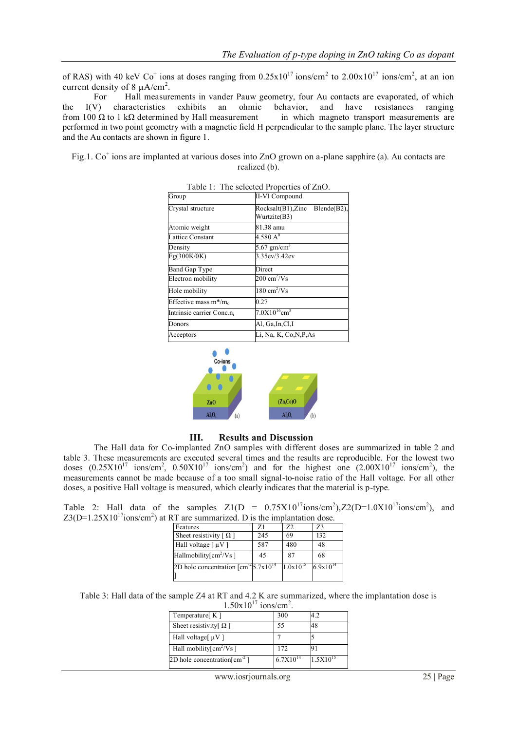of RAS) with 40 keV $Co^+$ ions at doses ranging from $0.25x10^{17}$ ions/cm$^2$ to $2.00x10^{17}$ ions/cm$^2$, at an ion current density of 8 μA/cm$^2$.

For Hall measurements in vander Pauw geometry, four Au contacts are evaporated, of which the I(V) characteristics exhibits an ohmic behavior, and have resistances ranging from 100 Ω to 1 kΩ determined by Hall measurement in which magneto transport measurements are performed in two point geometry with a magnetic field H perpendicular to the sample plane. The layer structure and the Au contacts are shown in figure 1.

Fig.1. $Co^+$ ions are implanted at various doses into ZnO grown on a-plane sapphire (a). Au contacts are realized (b).

Table 1: The selected Properties of ZnO.

| Group | II-VI Compound |
|---|---|
| Crystal structure | Rocksalt(B1),Zinc Blende(B2), Wurtzite(B3) |
| Atomic weight | 81.38 amu |
| Lattice Constant | 4.580 A$^0$ |
| Density | 5.67 gm/cm$^3$ |
| Eg(300K/0K) | 3.35ev/3.42ev |
| Band Gap Type | Direct |
| Electron mobility | 200 cm$^2$/Vs |
| Hole mobility | 180 cm$^2$/Vs |
| Effective mass $m^*/m_o$ | 0.27 |
| Intrinsic carrier Conc.$n_i$ | $7.0X10^{16}$cm$^3$ |
| Donors | Al, Ga,In,Cl,I |
| Acceptors | Li, Na, K, Co,N,P,As |

## III. Results and Discussion

The Hall data for Co-implanted ZnO samples with different doses are summarized in table 2 and table 3. These measurements are executed several times and the results are reproducible. For the lowest two doses ($0.25X10^{17}$ ions/cm$^2$, $0.50X10^{17}$ ions/cm$^2$) and for the highest one ($2.00X10^{17}$ ions/cm$^2$), the measurements cannot be made because of a too small signal-to-noise ratio of the Hall voltage. For all other doses, a positive Hall voltage is measured, which clearly indicates that the material is p-type.

Table 2: Hall data of the samples Z1(D = $0.75X10^{17}$ions/cm$^2$),Z2(D=$1.0X10^{17}$ions/cm$^2$), and Z3(D=$1.25X10^{17}$ions/cm$^2$) at RT are summarized. D is the implantation dose.

| Features | Z1 | Z2 | Z3 |
|---|---|---|---|
| Sheet resistivity [ Ω ] | 245 | 69 | 132 |
| Hall voltage [ μV ] | 587 | 480 | 48 |
| Hallmobility[cm$^2$/Vs ] | 45 | 87 | 68 |
| 2D hole concentration [cm$^{-2}$ ] | $5.7x10^{14}$ | $1.0x10^{15}$ | $6.9x10^{14}$ |

Table 3: Hall data of the sample Z4 at RT and 4.2 K are summarized, where the implantation dose is $1.50x10^{17}$ ions/cm$^2$.

| Temperature[ K ] | 300 | 4.2 |
|---|---|---|
| Sheet resistivity[ Ω ] | 55 | 48 |
| Hall voltage[ μV ] | 7 | 5 |
| Hall mobility[cm$^2$/Vs ] | 172 | 91 |
| 2D hole concentration[cm$^{-2}$ ] | $6.7X10^{14}$ | $1.5X10^{15}$ |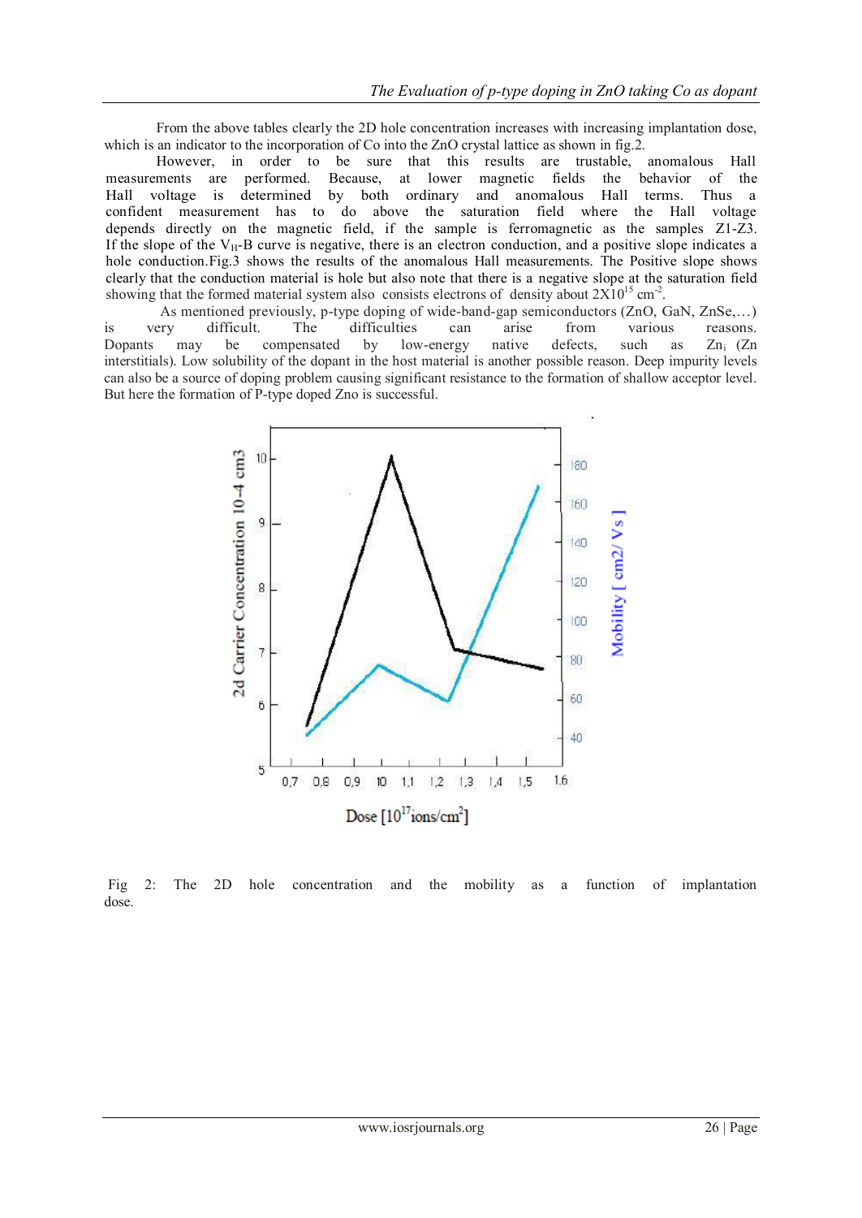From the above tables clearly the 2D hole concentration increases with increasing implantation dose, which is an indicator to the incorporation of Co into the ZnO crystal lattice as shown in fig.2.

However, in order to be sure that this results are trustable, anomalous Hall measurements are performed. Because, at lower magnetic fields the behavior of the Hall voltage is determined by both ordinary and anomalous Hall terms. Thus a confident measurement has to do above the saturation field where the Hall voltage depends directly on the magnetic field, if the sample is ferromagnetic as the samples Z1-Z3. If the slope of the $V_H$-B curve is negative, there is an electron conduction, and a positive slope indicates a hole conduction.Fig.3 shows the results of the anomalous Hall measurements. The Positive slope shows clearly that the conduction material is hole but also note that there is a negative slope at the saturation field showing that the formed material system also consists electrons of density about $2X10^{15}$ $cm^{-2}$.

As mentioned previously, p-type doping of wide-band-gap semiconductors (ZnO, GaN, ZnSe,…) is very difficult. The difficulties can arise from various reasons. Dopants may be compensated by low-energy native defects, such as $Zn_i$ (Zn interstitials). Low solubility of the dopant in the host material is another possible reason. Deep impurity levels can also be a source of doping problem causing significant resistance to the formation of shallow acceptor level. But here the formation of P-type doped Zno is successful.

Fig 2: The 2D hole concentration and the mobility as a function of implantation dose.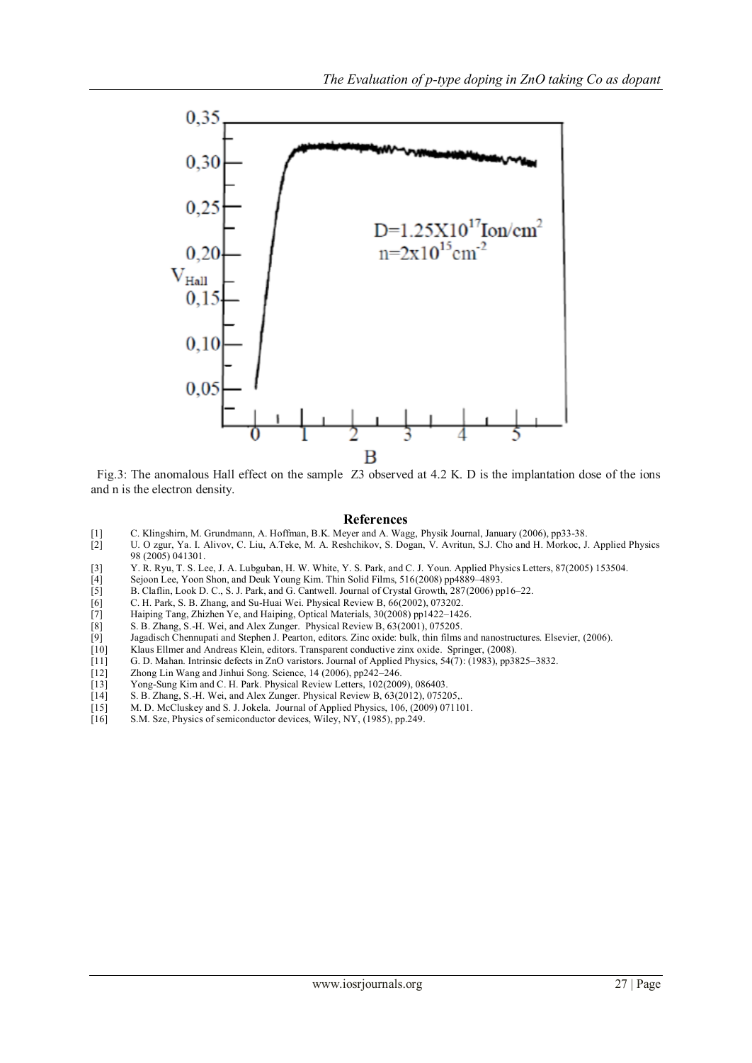0,35

0,30

0,25

0,20

$V_{Hall}$

0,15

0,10

0,05

0 1 2 3 4 5

B

$D=1.25X10^{17}$Ion/cm$^2$

$n=2x10^{15}$cm$^{-2}$

Fig.3: The anomalous Hall effect on the sample Z3 observed at 4.2 K. D is the implantation dose of the ions and n is the electron density.

## References

[1] C. Klingshirn, M. Grundmann, A. Hoffman, B.K. Meyer and A. Wagg, Physik Journal, January (2006), pp33-38.

[2] U. O zgur, Ya. I. Alivov, C. Liu, A.Teke, M. A. Reshchikov, S. Dogan, V. Avritun, S.J. Cho and H. Morkoc, J. Applied Physics 98 (2005) 041301.

[3] Y. R. Ryu, T. S. Lee, J. A. Lubguban, H. W. White, Y. S. Park, and C. J. Youn. Applied Physics Letters, 87(2005) 153504.

[4] Sejoon Lee, Yoon Shon, and Deuk Young Kim. Thin Solid Films, 516(2008) pp4889–4893.

[5] B. Claflin, Look D. C., S. J. Park, and G. Cantwell. Journal of Crystal Growth, 287(2006) pp16–22.

[6] C. H. Park, S. B. Zhang, and Su-Huai Wei. Physical Review B, 66(2002), 073202.

[7] Haiping Tang, Zhizhen Ye, and Haiping, Optical Materials, 30(2008) pp1422–1426.

[8] S. B. Zhang, S.-H. Wei, and Alex Zunger. Physical Review B, 63(2001), 075205.

[9] Jagadisch Chennupati and Stephen J. Pearton, editors. Zinc oxide: bulk, thin films and nanostructures. Elsevier, (2006).

[10] Klaus Ellmer and Andreas Klein, editors. Transparent conductive zinx oxide. Springer, (2008).

[11] G. D. Mahan. Intrinsic defects in ZnO varistors. Journal of Applied Physics, 54(7): (1983), pp3825–3832.

[12] Zhong Lin Wang and Jinhui Song. Science, 14 (2006), pp242–246.

[13] Yong-Sung Kim and C. H. Park. Physical Review Letters, 102(2009), 086403.

[14] S. B. Zhang, S.-H. Wei, and Alex Zunger. Physical Review B, 63(2012), 075205,.

[15] M. D. McCluskey and S. J. Jokela. Journal of Applied Physics, 106, (2009) 071101.

[16] S.M. Sze, Physics of semiconductor devices, Wiley, NY, (1985), pp.249.